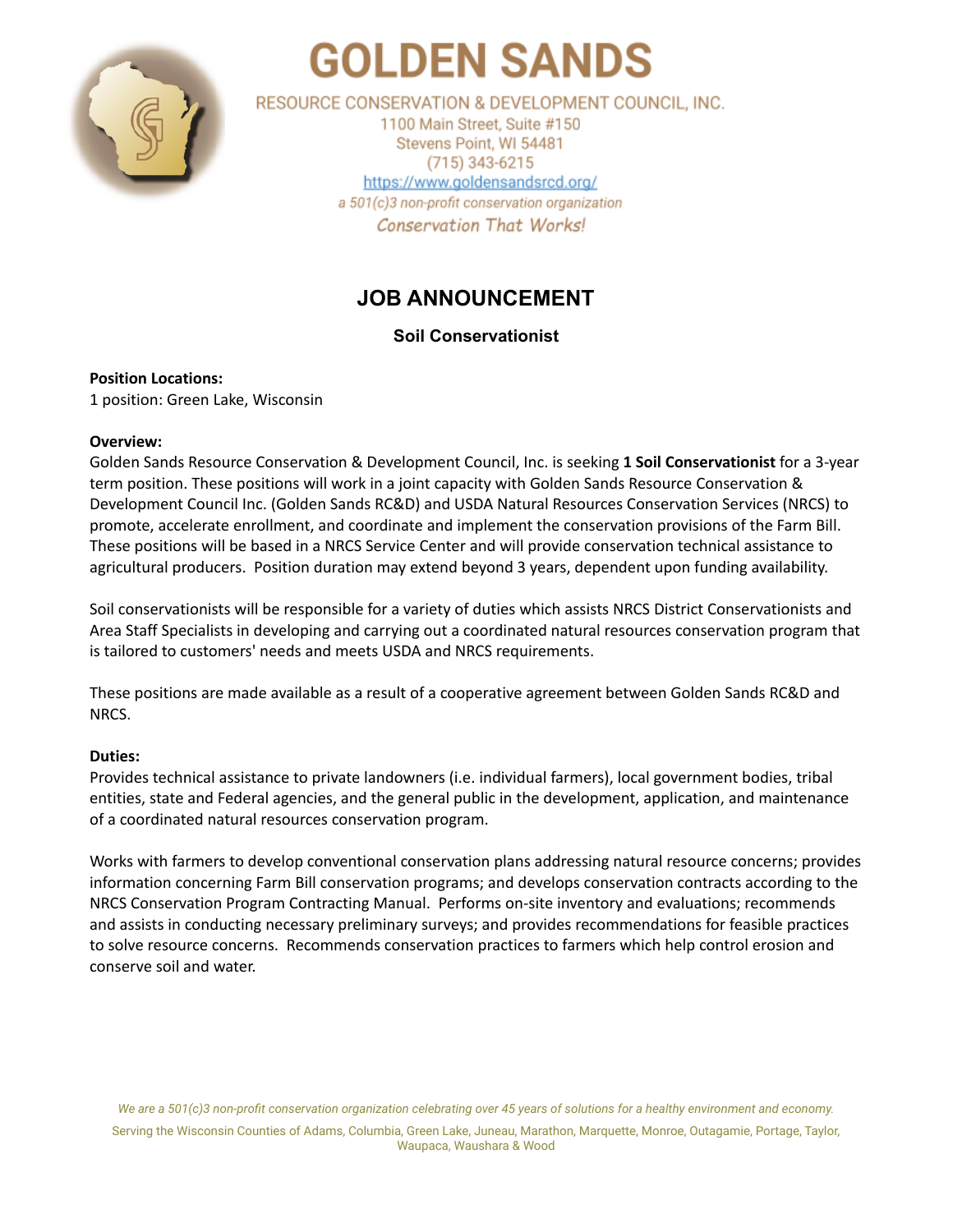# GOLDEN SANDS

RESOURCE CONSERVATION & DEVELOPMENT COUNCIL, INC.
1100 Main Street, Suite #150
Stevens Point, WI 54481
(715) 343-6215
https://www.goldensandsrcd.org/
*a 501(c)3 non-profit conservation organization*
*Conservation That Works!*

## JOB ANNOUNCEMENT

### Soil Conservationist

**Position Locations:**
1 position: Green Lake, Wisconsin

**Overview:**
Golden Sands Resource Conservation & Development Council, Inc. is seeking **1 Soil Conservationist** for a 3-year term position. These positions will work in a joint capacity with Golden Sands Resource Conservation & Development Council Inc. (Golden Sands RC&D) and USDA Natural Resources Conservation Services (NRCS) to promote, accelerate enrollment, and coordinate and implement the conservation provisions of the Farm Bill. These positions will be based in a NRCS Service Center and will provide conservation technical assistance to agricultural producers. Position duration may extend beyond 3 years, dependent upon funding availability.

Soil conservationists will be responsible for a variety of duties which assists NRCS District Conservationists and Area Staff Specialists in developing and carrying out a coordinated natural resources conservation program that is tailored to customers' needs and meets USDA and NRCS requirements.

These positions are made available as a result of a cooperative agreement between Golden Sands RC&D and NRCS.

**Duties:**
Provides technical assistance to private landowners (i.e. individual farmers), local government bodies, tribal entities, state and Federal agencies, and the general public in the development, application, and maintenance of a coordinated natural resources conservation program.

Works with farmers to develop conventional conservation plans addressing natural resource concerns; provides information concerning Farm Bill conservation programs; and develops conservation contracts according to the NRCS Conservation Program Contracting Manual. Performs on-site inventory and evaluations; recommends and assists in conducting necessary preliminary surveys; and provides recommendations for feasible practices to solve resource concerns. Recommends conservation practices to farmers which help control erosion and conserve soil and water.

*We are a 501(c)3 non-profit conservation organization celebrating over 45 years of solutions for a healthy environment and economy.*
Serving the Wisconsin Counties of Adams, Columbia, Green Lake, Juneau, Marathon, Marquette, Monroe, Outagamie, Portage, Taylor, Waupaca, Waushara & Wood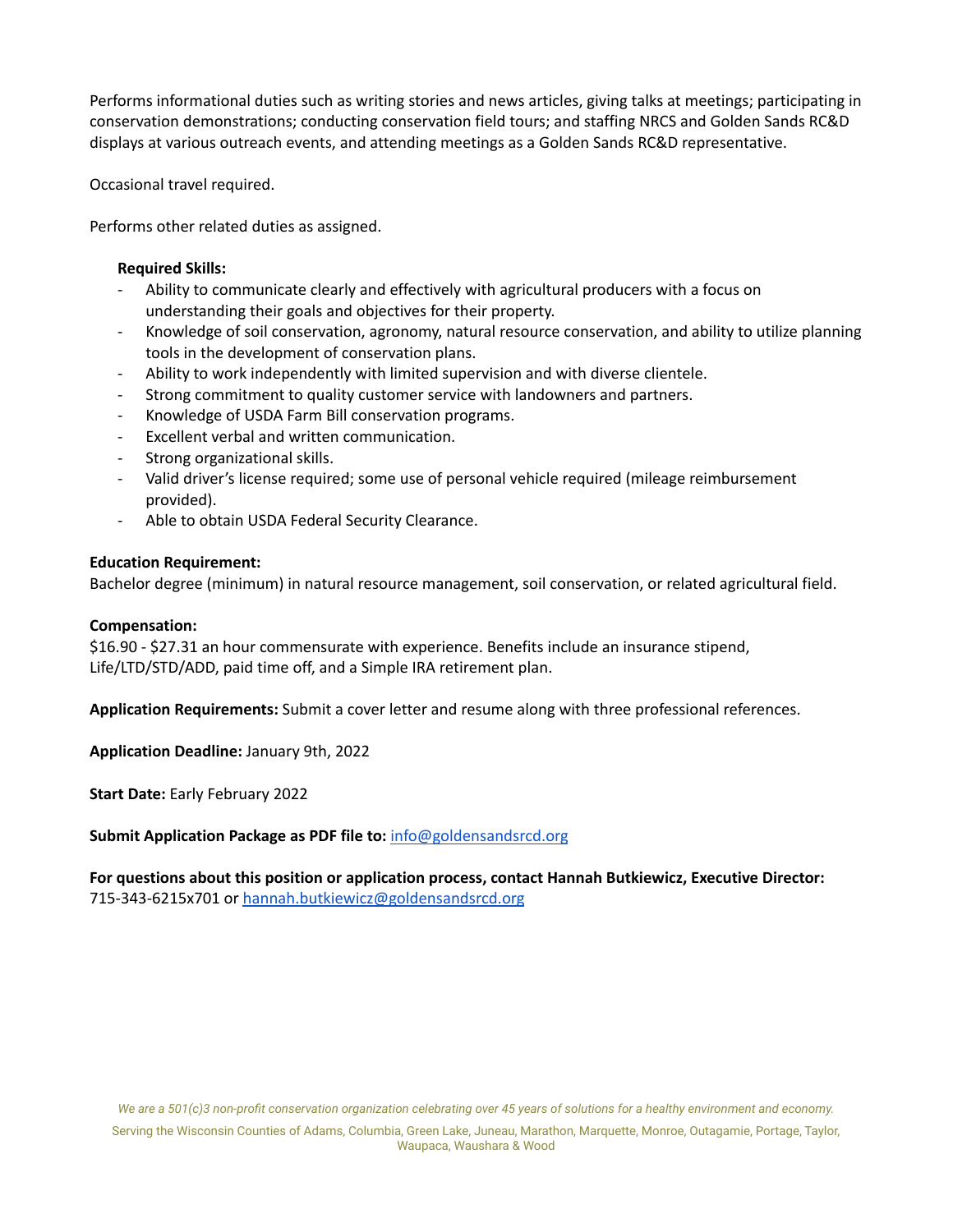Performs informational duties such as writing stories and news articles, giving talks at meetings; participating in conservation demonstrations; conducting conservation field tours; and staffing NRCS and Golden Sands RC&D displays at various outreach events, and attending meetings as a Golden Sands RC&D representative.

Occasional travel required.

Performs other related duties as assigned.

**Required Skills:**

- Ability to communicate clearly and effectively with agricultural producers with a focus on understanding their goals and objectives for their property.
- Knowledge of soil conservation, agronomy, natural resource conservation, and ability to utilize planning tools in the development of conservation plans.
- Ability to work independently with limited supervision and with diverse clientele.
- Strong commitment to quality customer service with landowners and partners.
- Knowledge of USDA Farm Bill conservation programs.
- Excellent verbal and written communication.
- Strong organizational skills.
- Valid driver's license required; some use of personal vehicle required (mileage reimbursement provided).
- Able to obtain USDA Federal Security Clearance.

**Education Requirement:**
Bachelor degree (minimum) in natural resource management, soil conservation, or related agricultural field.

**Compensation:**
$16.90 - $27.31 an hour commensurate with experience. Benefits include an insurance stipend, Life/LTD/STD/ADD, paid time off, and a Simple IRA retirement plan.

**Application Requirements:** Submit a cover letter and resume along with three professional references.

**Application Deadline:** January 9th, 2022

**Start Date:** Early February 2022

**Submit Application Package as PDF file to:** info@goldensandsrcd.org

**For questions about this position or application process, contact Hannah Butkiewicz, Executive Director:**
715-343-6215x701 or hannah.butkiewicz@goldensandsrcd.org

*We are a 501(c)3 non-profit conservation organization celebrating over 45 years of solutions for a healthy environment and economy.*

Serving the Wisconsin Counties of Adams, Columbia, Green Lake, Juneau, Marathon, Marquette, Monroe, Outagamie, Portage, Taylor, Waupaca, Waushara & Wood